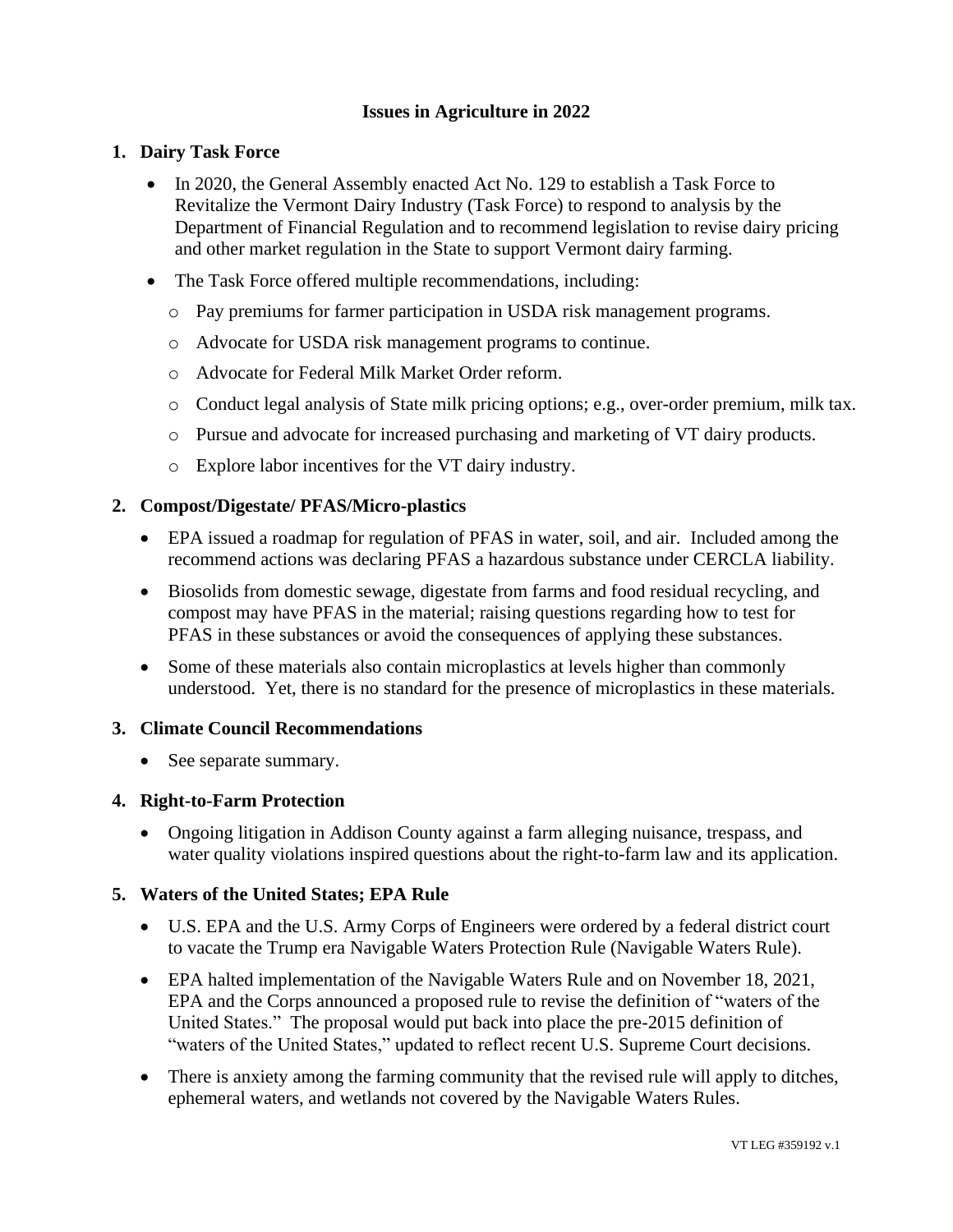# Issues in Agriculture in 2022

## 1. Dairy Task Force

- In 2020, the General Assembly enacted Act No. 129 to establish a Task Force to Revitalize the Vermont Dairy Industry (Task Force) to respond to analysis by the Department of Financial Regulation and to recommend legislation to revise dairy pricing and other market regulation in the State to support Vermont dairy farming.
- The Task Force offered multiple recommendations, including:
  - Pay premiums for farmer participation in USDA risk management programs.
  - Advocate for USDA risk management programs to continue.
  - Advocate for Federal Milk Market Order reform.
  - Conduct legal analysis of State milk pricing options; e.g., over-order premium, milk tax.
  - Pursue and advocate for increased purchasing and marketing of VT dairy products.
  - Explore labor incentives for the VT dairy industry.

## 2. Compost/Digestate/ PFAS/Micro-plastics

- EPA issued a roadmap for regulation of PFAS in water, soil, and air. Included among the recommend actions was declaring PFAS a hazardous substance under CERCLA liability.
- Biosolids from domestic sewage, digestate from farms and food residual recycling, and compost may have PFAS in the material; raising questions regarding how to test for PFAS in these substances or avoid the consequences of applying these substances.
- Some of these materials also contain microplastics at levels higher than commonly understood. Yet, there is no standard for the presence of microplastics in these materials.

## 3. Climate Council Recommendations

- See separate summary.

## 4. Right-to-Farm Protection

- Ongoing litigation in Addison County against a farm alleging nuisance, trespass, and water quality violations inspired questions about the right-to-farm law and its application.

## 5. Waters of the United States; EPA Rule

- U.S. EPA and the U.S. Army Corps of Engineers were ordered by a federal district court to vacate the Trump era Navigable Waters Protection Rule (Navigable Waters Rule).
- EPA halted implementation of the Navigable Waters Rule and on November 18, 2021, EPA and the Corps announced a proposed rule to revise the definition of "waters of the United States." The proposal would put back into place the pre-2015 definition of "waters of the United States," updated to reflect recent U.S. Supreme Court decisions.
- There is anxiety among the farming community that the revised rule will apply to ditches, ephemeral waters, and wetlands not covered by the Navigable Waters Rules.

VT LEG #359192 v.1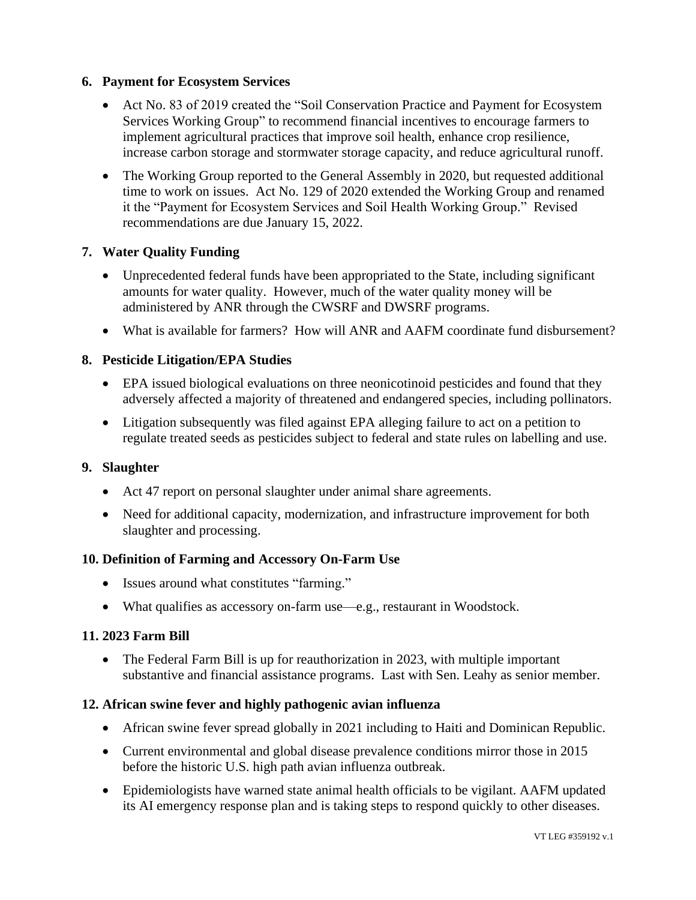**6. Payment for Ecosystem Services**

- Act No. 83 of 2019 created the "Soil Conservation Practice and Payment for Ecosystem Services Working Group" to recommend financial incentives to encourage farmers to implement agricultural practices that improve soil health, enhance crop resilience, increase carbon storage and stormwater storage capacity, and reduce agricultural runoff.
- The Working Group reported to the General Assembly in 2020, but requested additional time to work on issues. Act No. 129 of 2020 extended the Working Group and renamed it the "Payment for Ecosystem Services and Soil Health Working Group." Revised recommendations are due January 15, 2022.

**7. Water Quality Funding**

- Unprecedented federal funds have been appropriated to the State, including significant amounts for water quality. However, much of the water quality money will be administered by ANR through the CWSRF and DWSRF programs.
- What is available for farmers? How will ANR and AAFM coordinate fund disbursement?

**8. Pesticide Litigation/EPA Studies**

- EPA issued biological evaluations on three neonicotinoid pesticides and found that they adversely affected a majority of threatened and endangered species, including pollinators.
- Litigation subsequently was filed against EPA alleging failure to act on a petition to regulate treated seeds as pesticides subject to federal and state rules on labelling and use.

**9. Slaughter**

- Act 47 report on personal slaughter under animal share agreements.
- Need for additional capacity, modernization, and infrastructure improvement for both slaughter and processing.

**10. Definition of Farming and Accessory On-Farm Use**

- Issues around what constitutes "farming."
- What qualifies as accessory on-farm use—e.g., restaurant in Woodstock.

**11. 2023 Farm Bill**

- The Federal Farm Bill is up for reauthorization in 2023, with multiple important substantive and financial assistance programs. Last with Sen. Leahy as senior member.

**12. African swine fever and highly pathogenic avian influenza**

- African swine fever spread globally in 2021 including to Haiti and Dominican Republic.
- Current environmental and global disease prevalence conditions mirror those in 2015 before the historic U.S. high path avian influenza outbreak.
- Epidemiologists have warned state animal health officials to be vigilant. AAFM updated its AI emergency response plan and is taking steps to respond quickly to other diseases.

VT LEG #359192 v.1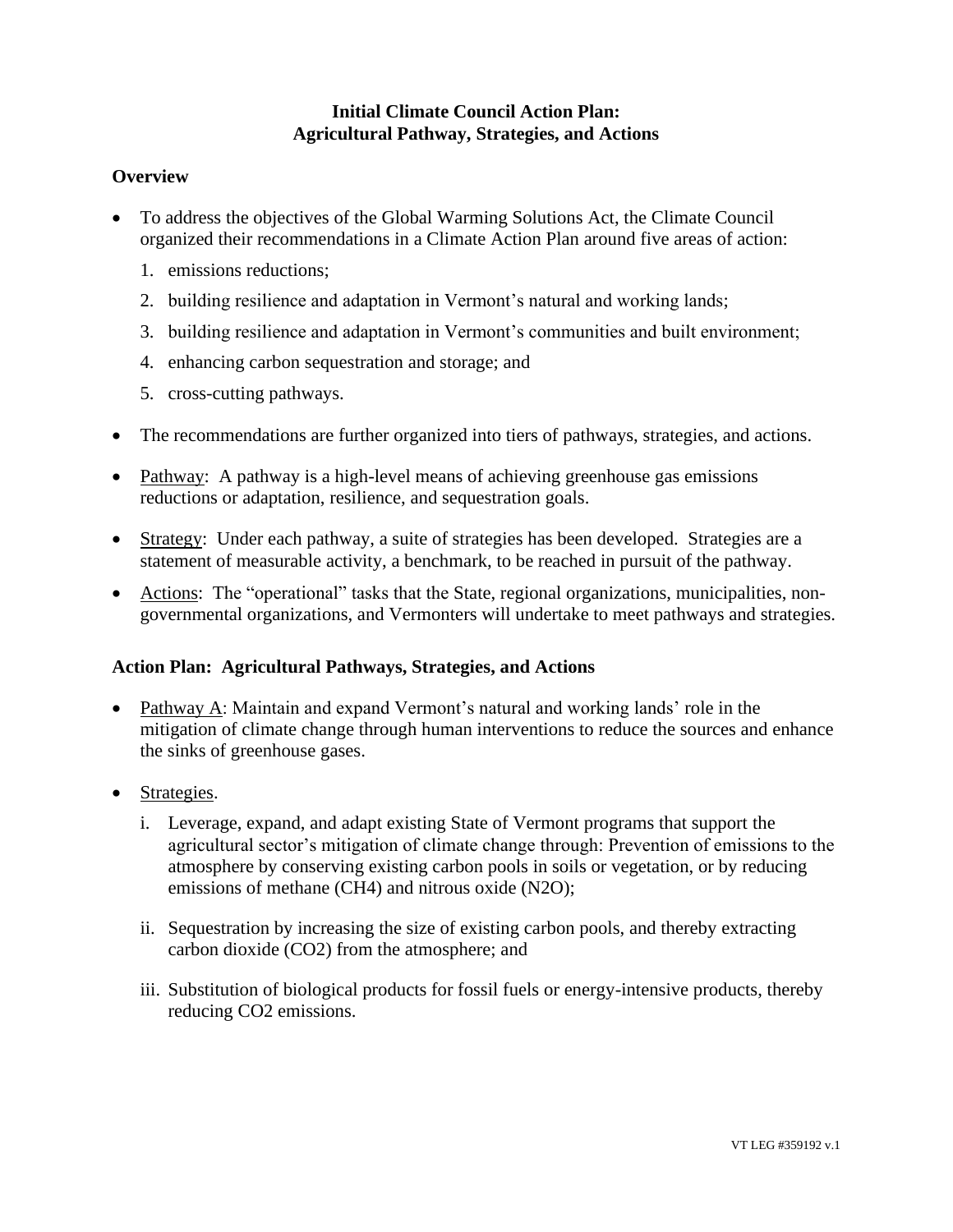# Initial Climate Council Action Plan: Agricultural Pathway, Strategies, and Actions

## Overview

- To address the objectives of the Global Warming Solutions Act, the Climate Council organized their recommendations in a Climate Action Plan around five areas of action:
  1. emissions reductions;
  2. building resilience and adaptation in Vermont's natural and working lands;
  3. building resilience and adaptation in Vermont's communities and built environment;
  4. enhancing carbon sequestration and storage; and
  5. cross-cutting pathways.
- The recommendations are further organized into tiers of pathways, strategies, and actions.
- Pathway: A pathway is a high-level means of achieving greenhouse gas emissions reductions or adaptation, resilience, and sequestration goals.
- Strategy: Under each pathway, a suite of strategies has been developed. Strategies are a statement of measurable activity, a benchmark, to be reached in pursuit of the pathway.
- Actions: The "operational" tasks that the State, regional organizations, municipalities, non-governmental organizations, and Vermonters will undertake to meet pathways and strategies.

## Action Plan: Agricultural Pathways, Strategies, and Actions

- Pathway A: Maintain and expand Vermont's natural and working lands' role in the mitigation of climate change through human interventions to reduce the sources and enhance the sinks of greenhouse gases.
- Strategies.
  i. Leverage, expand, and adapt existing State of Vermont programs that support the agricultural sector's mitigation of climate change through: Prevention of emissions to the atmosphere by conserving existing carbon pools in soils or vegetation, or by reducing emissions of methane ($CH_4$) and nitrous oxide ($N_2O$);

  ii. Sequestration by increasing the size of existing carbon pools, and thereby extracting carbon dioxide ($CO_2$) from the atmosphere; and

  iii. Substitution of biological products for fossil fuels or energy-intensive products, thereby reducing $CO_2$ emissions.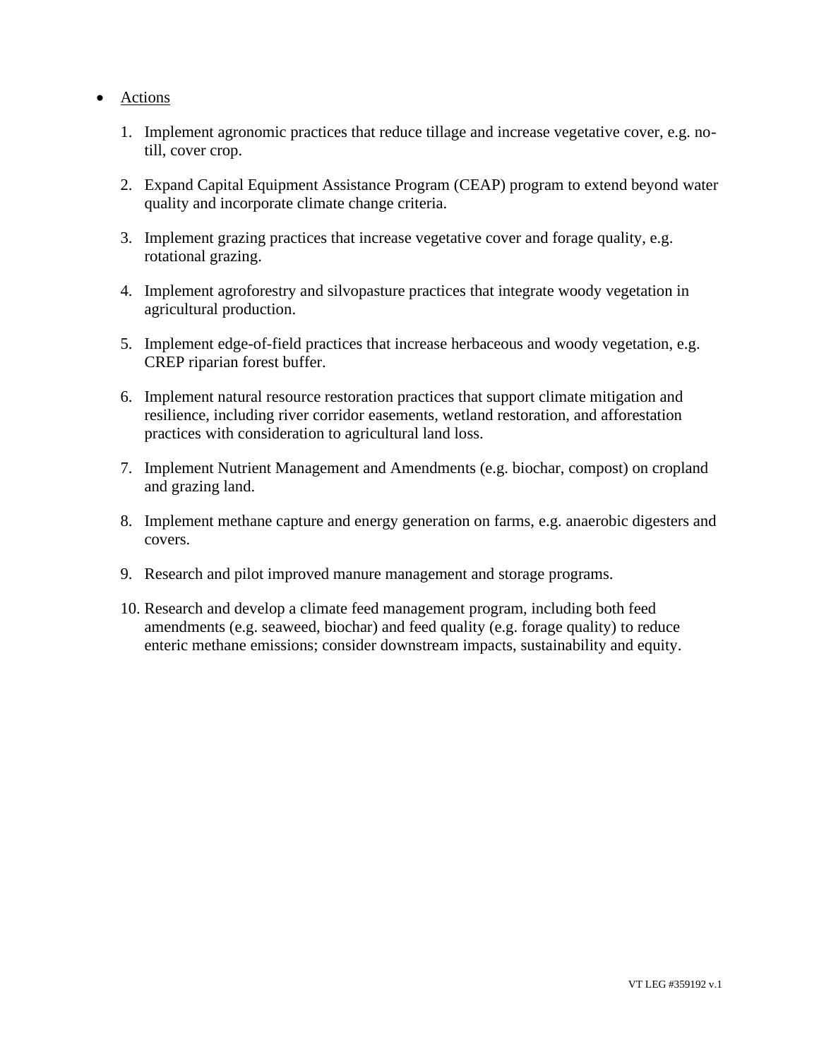- Actions

1. Implement agronomic practices that reduce tillage and increase vegetative cover, e.g. no-till, cover crop.

2. Expand Capital Equipment Assistance Program (CEAP) program to extend beyond water quality and incorporate climate change criteria.

3. Implement grazing practices that increase vegetative cover and forage quality, e.g. rotational grazing.

4. Implement agroforestry and silvopasture practices that integrate woody vegetation in agricultural production.

5. Implement edge-of-field practices that increase herbaceous and woody vegetation, e.g. CREP riparian forest buffer.

6. Implement natural resource restoration practices that support climate mitigation and resilience, including river corridor easements, wetland restoration, and afforestation practices with consideration to agricultural land loss.

7. Implement Nutrient Management and Amendments (e.g. biochar, compost) on cropland and grazing land.

8. Implement methane capture and energy generation on farms, e.g. anaerobic digesters and covers.

9. Research and pilot improved manure management and storage programs.

10. Research and develop a climate feed management program, including both feed amendments (e.g. seaweed, biochar) and feed quality (e.g. forage quality) to reduce enteric methane emissions; consider downstream impacts, sustainability and equity.